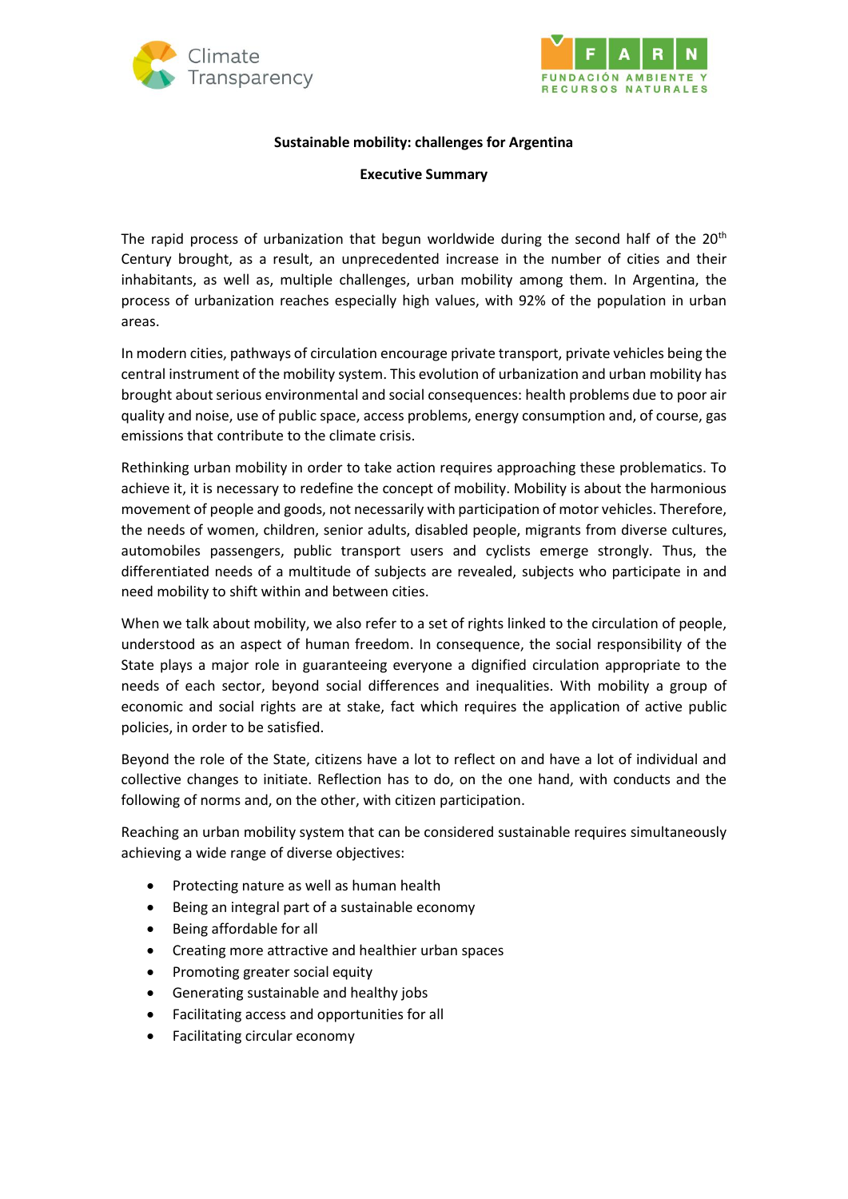**Sustainable mobility: challenges for Argentina**

**Executive Summary**

The rapid process of urbanization that begun worldwide during the second half of the 20th Century brought, as a result, an unprecedented increase in the number of cities and their inhabitants, as well as, multiple challenges, urban mobility among them. In Argentina, the process of urbanization reaches especially high values, with 92% of the population in urban areas.

In modern cities, pathways of circulation encourage private transport, private vehicles being the central instrument of the mobility system. This evolution of urbanization and urban mobility has brought about serious environmental and social consequences: health problems due to poor air quality and noise, use of public space, access problems, energy consumption and, of course, gas emissions that contribute to the climate crisis.

Rethinking urban mobility in order to take action requires approaching these problematics. To achieve it, it is necessary to redefine the concept of mobility. Mobility is about the harmonious movement of people and goods, not necessarily with participation of motor vehicles. Therefore, the needs of women, children, senior adults, disabled people, migrants from diverse cultures, automobiles passengers, public transport users and cyclists emerge strongly. Thus, the differentiated needs of a multitude of subjects are revealed, subjects who participate in and need mobility to shift within and between cities.

When we talk about mobility, we also refer to a set of rights linked to the circulation of people, understood as an aspect of human freedom. In consequence, the social responsibility of the State plays a major role in guaranteeing everyone a dignified circulation appropriate to the needs of each sector, beyond social differences and inequalities. With mobility a group of economic and social rights are at stake, fact which requires the application of active public policies, in order to be satisfied.

Beyond the role of the State, citizens have a lot to reflect on and have a lot of individual and collective changes to initiate. Reflection has to do, on the one hand, with conducts and the following of norms and, on the other, with citizen participation.

Reaching an urban mobility system that can be considered sustainable requires simultaneously achieving a wide range of diverse objectives:

- Protecting nature as well as human health
- Being an integral part of a sustainable economy
- Being affordable for all
- Creating more attractive and healthier urban spaces
- Promoting greater social equity
- Generating sustainable and healthy jobs
- Facilitating access and opportunities for all
- Facilitating circular economy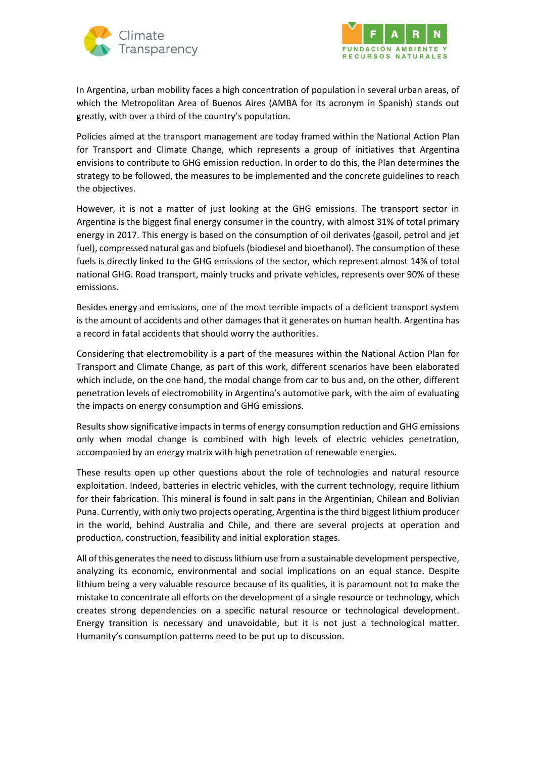In Argentina, urban mobility faces a high concentration of population in several urban areas, of which the Metropolitan Area of Buenos Aires (AMBA for its acronym in Spanish) stands out greatly, with over a third of the country's population.

Policies aimed at the transport management are today framed within the National Action Plan for Transport and Climate Change, which represents a group of initiatives that Argentina envisions to contribute to GHG emission reduction. In order to do this, the Plan determines the strategy to be followed, the measures to be implemented and the concrete guidelines to reach the objectives.

However, it is not a matter of just looking at the GHG emissions. The transport sector in Argentina is the biggest final energy consumer in the country, with almost 31% of total primary energy in 2017. This energy is based on the consumption of oil derivates (gasoil, petrol and jet fuel), compressed natural gas and biofuels (biodiesel and bioethanol). The consumption of these fuels is directly linked to the GHG emissions of the sector, which represent almost 14% of total national GHG. Road transport, mainly trucks and private vehicles, represents over 90% of these emissions.

Besides energy and emissions, one of the most terrible impacts of a deficient transport system is the amount of accidents and other damages that it generates on human health. Argentina has a record in fatal accidents that should worry the authorities.

Considering that electromobility is a part of the measures within the National Action Plan for Transport and Climate Change, as part of this work, different scenarios have been elaborated which include, on the one hand, the modal change from car to bus and, on the other, different penetration levels of electromobility in Argentina's automotive park, with the aim of evaluating the impacts on energy consumption and GHG emissions.

Results show significative impacts in terms of energy consumption reduction and GHG emissions only when modal change is combined with high levels of electric vehicles penetration, accompanied by an energy matrix with high penetration of renewable energies.

These results open up other questions about the role of technologies and natural resource exploitation. Indeed, batteries in electric vehicles, with the current technology, require lithium for their fabrication. This mineral is found in salt pans in the Argentinian, Chilean and Bolivian Puna. Currently, with only two projects operating, Argentina is the third biggest lithium producer in the world, behind Australia and Chile, and there are several projects at operation and production, construction, feasibility and initial exploration stages.

All of this generates the need to discuss lithium use from a sustainable development perspective, analyzing its economic, environmental and social implications on an equal stance. Despite lithium being a very valuable resource because of its qualities, it is paramount not to make the mistake to concentrate all efforts on the development of a single resource or technology, which creates strong dependencies on a specific natural resource or technological development. Energy transition is necessary and unavoidable, but it is not just a technological matter. Humanity's consumption patterns need to be put up to discussion.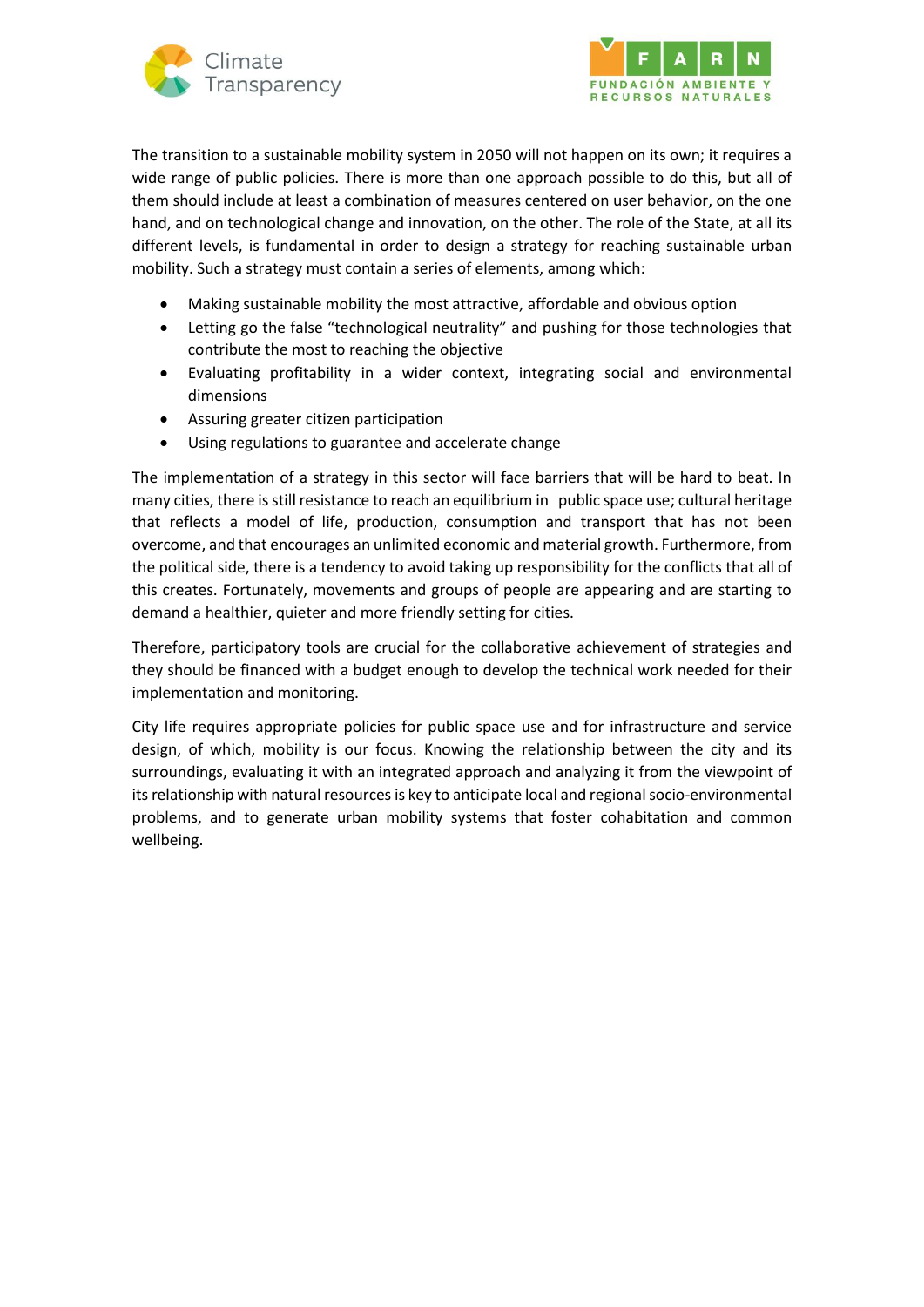The transition to a sustainable mobility system in 2050 will not happen on its own; it requires a wide range of public policies. There is more than one approach possible to do this, but all of them should include at least a combination of measures centered on user behavior, on the one hand, and on technological change and innovation, on the other. The role of the State, at all its different levels, is fundamental in order to design a strategy for reaching sustainable urban mobility. Such a strategy must contain a series of elements, among which:

- Making sustainable mobility the most attractive, affordable and obvious option
- Letting go the false "technological neutrality" and pushing for those technologies that contribute the most to reaching the objective
- Evaluating profitability in a wider context, integrating social and environmental dimensions
- Assuring greater citizen participation
- Using regulations to guarantee and accelerate change

The implementation of a strategy in this sector will face barriers that will be hard to beat. In many cities, there is still resistance to reach an equilibrium in public space use; cultural heritage that reflects a model of life, production, consumption and transport that has not been overcome, and that encourages an unlimited economic and material growth. Furthermore, from the political side, there is a tendency to avoid taking up responsibility for the conflicts that all of this creates. Fortunately, movements and groups of people are appearing and are starting to demand a healthier, quieter and more friendly setting for cities.

Therefore, participatory tools are crucial for the collaborative achievement of strategies and they should be financed with a budget enough to develop the technical work needed for their implementation and monitoring.

City life requires appropriate policies for public space use and for infrastructure and service design, of which, mobility is our focus. Knowing the relationship between the city and its surroundings, evaluating it with an integrated approach and analyzing it from the viewpoint of its relationship with natural resources is key to anticipate local and regional socio-environmental problems, and to generate urban mobility systems that foster cohabitation and common wellbeing.